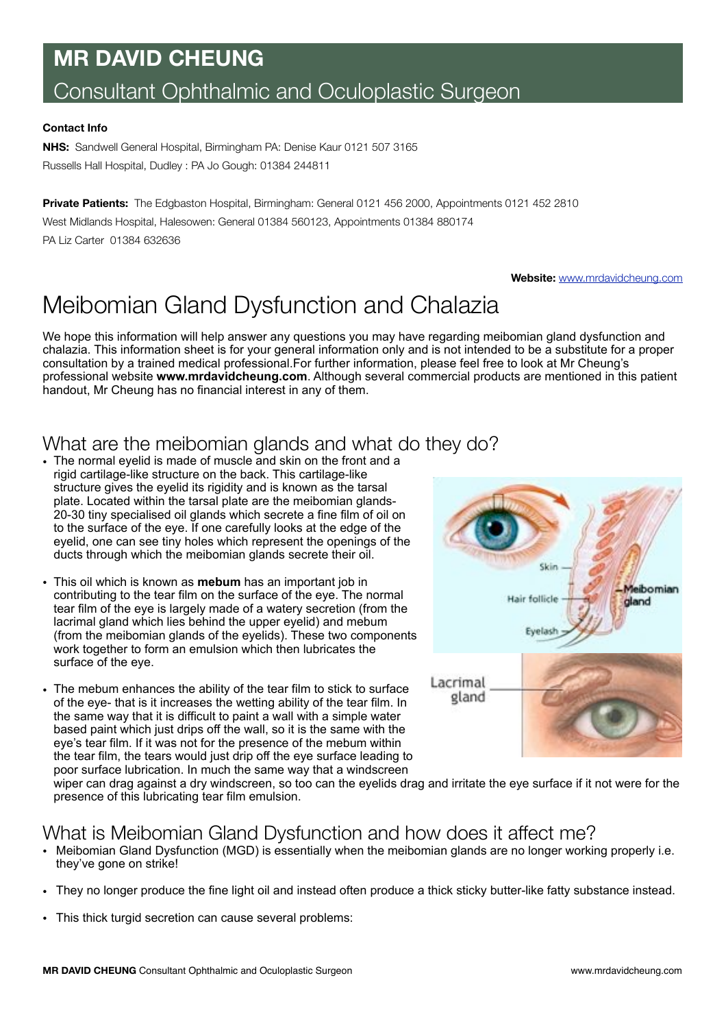# MR DAVID CHEUNG

## Consultant Ophthalmic and Oculoplastic Surgeon

**Contact Info**

**NHS:** Sandwell General Hospital, Birmingham PA: Denise Kaur 0121 507 3165

Russells Hall Hospital, Dudley : PA Jo Gough: 01384 244811

**Private Patients:** The Edgbaston Hospital, Birmingham: General 0121 456 2000, Appointments 0121 452 2810

West Midlands Hospital, Halesowen: General 01384 560123, Appointments 01384 880174

PA Liz Carter 01384 632636

**Website:** www.mrdavidcheung.com

# Meibomian Gland Dysfunction and Chalazia

We hope this information will help answer any questions you may have regarding meibomian gland dysfunction and chalazia. This information sheet is for your general information only and is not intended to be a substitute for a proper consultation by a trained medical professional.For further information, please feel free to look at Mr Cheung's professional website **www.mrdavidcheung.com**. Although several commercial products are mentioned in this patient handout, Mr Cheung has no financial interest in any of them.

## What are the meibomian glands and what do they do?

- The normal eyelid is made of muscle and skin on the front and a rigid cartilage-like structure on the back. This cartilage-like structure gives the eyelid its rigidity and is known as the tarsal plate. Located within the tarsal plate are the meibomian glands- 20-30 tiny specialised oil glands which secrete a fine film of oil on to the surface of the eye. If one carefully looks at the edge of the eyelid, one can see tiny holes which represent the openings of the ducts through which the meibomian glands secrete their oil.
- This oil which is known as **mebum** has an important job in contributing to the tear film on the surface of the eye. The normal tear film of the eye is largely made of a watery secretion (from the lacrimal gland which lies behind the upper eyelid) and mebum (from the meibomian glands of the eyelids). These two components work together to form an emulsion which then lubricates the surface of the eye.
- The mebum enhances the ability of the tear film to stick to surface of the eye- that is it increases the wetting ability of the tear film. In the same way that it is difficult to paint a wall with a simple water based paint which just drips off the wall, so it is the same with the eye's tear film. If it was not for the presence of the mebum within the tear film, the tears would just drip off the eye surface leading to poor surface lubrication. In much the same way that a windscreen wiper can drag against a dry windscreen, so too can the eyelids drag and irritate the eye surface if it not were for the presence of this lubricating tear film emulsion.

## What is Meibomian Gland Dysfunction and how does it affect me?

- Meibomian Gland Dysfunction (MGD) is essentially when the meibomian glands are no longer working properly i.e. they've gone on strike!
- They no longer produce the fine light oil and instead often produce a thick sticky butter-like fatty substance instead.
- This thick turgid secretion can cause several problems: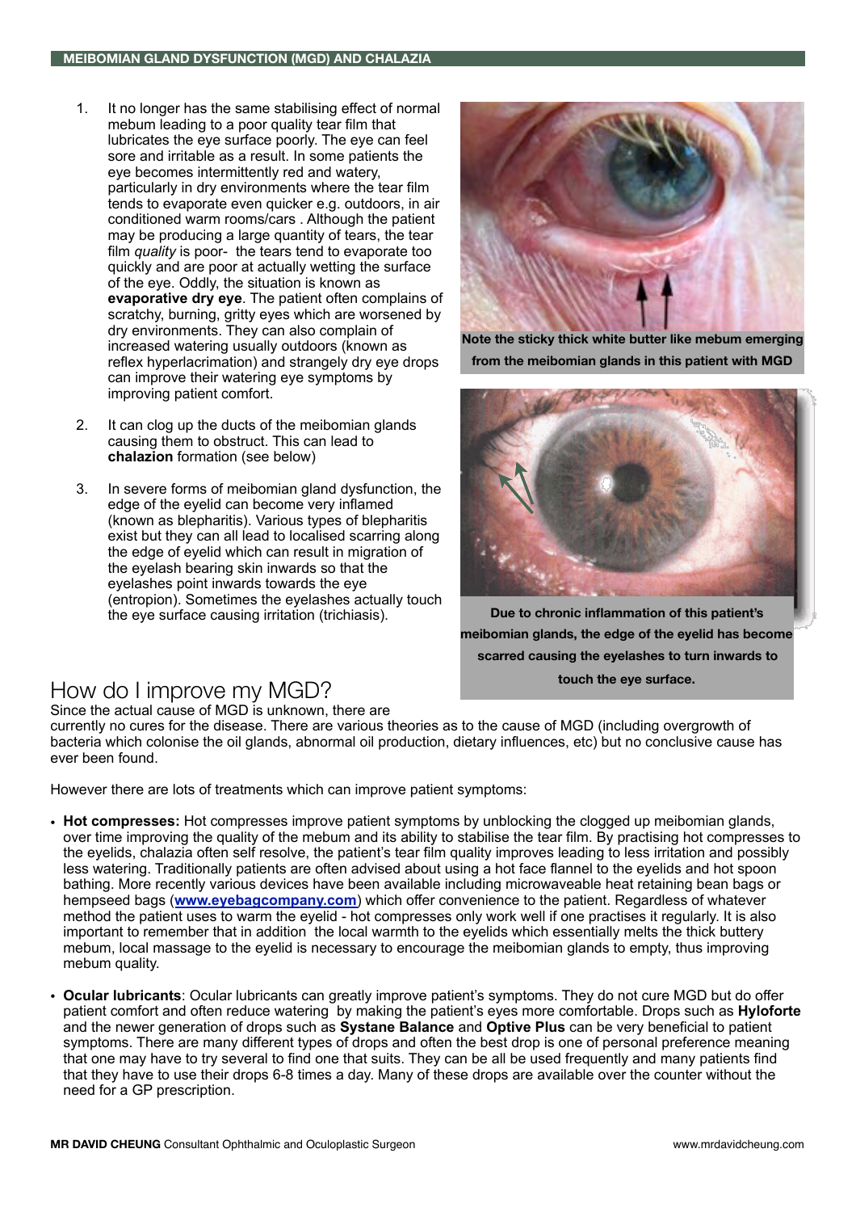1. It no longer has the same stabilising effect of normal mebum leading to a poor quality tear film that lubricates the eye surface poorly. The eye can feel sore and irritable as a result. In some patients the eye becomes intermittently red and watery, particularly in dry environments where the tear film tends to evaporate even quicker e.g. outdoors, in air conditioned warm rooms/cars . Although the patient may be producing a large quantity of tears, the tear film *quality* is poor- the tears tend to evaporate too quickly and are poor at actually wetting the surface of the eye. Oddly, the situation is known as **evaporative dry eye**. The patient often complains of scratchy, burning, gritty eyes which are worsened by dry environments. They can also complain of increased watering usually outdoors (known as reflex hyperlacrimation) and strangely dry eye drops can improve their watering eye symptoms by improving patient comfort.

2. It can clog up the ducts of the meibomian glands causing them to obstruct. This can lead to **chalazion** formation (see below)

3. In severe forms of meibomian gland dysfunction, the edge of the eyelid can become very inflamed (known as blepharitis). Various types of blepharitis exist but they can all lead to localised scarring along the edge of eyelid which can result in migration of the eyelash bearing skin inwards so that the eyelashes point inwards towards the eye (entropion). Sometimes the eyelashes actually touch the eye surface causing irritation (trichiasis).

**Note the sticky thick white butter like mebum emerging from the meibomian glands in this patient with MGD**

**Due to chronic inflammation of this patient's meibomian glands, the edge of the eyelid has become scarred causing the eyelashes to turn inwards to touch the eye surface.**

## How do I improve my MGD?

Since the actual cause of MGD is unknown, there are currently no cures for the disease. There are various theories as to the cause of MGD (including overgrowth of bacteria which colonise the oil glands, abnormal oil production, dietary influences, etc) but no conclusive cause has ever been found.

However there are lots of treatments which can improve patient symptoms:

- **Hot compresses:** Hot compresses improve patient symptoms by unblocking the clogged up meibomian glands, over time improving the quality of the mebum and its ability to stabilise the tear film. By practising hot compresses to the eyelids, chalazia often self resolve, the patient's tear film quality improves leading to less irritation and possibly less watering. Traditionally patients are often advised about using a hot face flannel to the eyelids and hot spoon bathing. More recently various devices have been available including microwaveable heat retaining bean bags or hempseed bags (**www.eyebagcompany.com**) which offer convenience to the patient. Regardless of whatever method the patient uses to warm the eyelid - hot compresses only work well if one practises it regularly. It is also important to remember that in addition the local warmth to the eyelids which essentially melts the thick buttery mebum, local massage to the eyelid is necessary to encourage the meibomian glands to empty, thus improving mebum quality.

- **Ocular lubricants**: Ocular lubricants can greatly improve patient's symptoms. They do not cure MGD but do offer patient comfort and often reduce watering by making the patient's eyes more comfortable. Drops such as **Hyloforte** and the newer generation of drops such as **Systane Balance** and **Optive Plus** can be very beneficial to patient symptoms. There are many different types of drops and often the best drop is one of personal preference meaning that one may have to try several to find one that suits. They can be all be used frequently and many patients find that they have to use their drops 6-8 times a day. Many of these drops are available over the counter without the need for a GP prescription.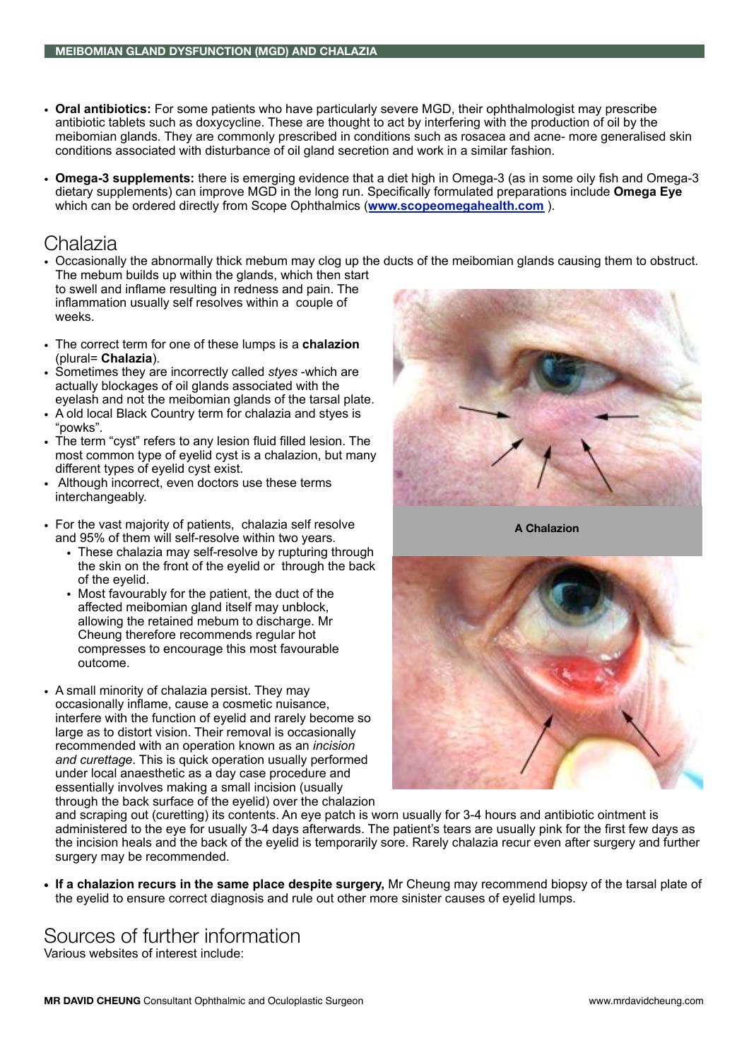- **Oral antibiotics:** For some patients who have particularly severe MGD, their ophthalmologist may prescribe antibiotic tablets such as doxycycline. These are thought to act by interfering with the production of oil by the meibomian glands. They are commonly prescribed in conditions such as rosacea and acne- more generalised skin conditions associated with disturbance of oil gland secretion and work in a similar fashion.

- **Omega-3 supplements:** there is emerging evidence that a diet high in Omega-3 (as in some oily fish and Omega-3 dietary supplements) can improve MGD in the long run. Specifically formulated preparations include **Omega Eye** which can be ordered directly from Scope Ophthalmics (**www.scopeomegahealth.com** ).

# Chalazia

- Occasionally the abnormally thick mebum may clog up the ducts of the meibomian glands causing them to obstruct. The mebum builds up within the glands, which then start to swell and inflame resulting in redness and pain. The inflammation usually self resolves within a couple of weeks.

- The correct term for one of these lumps is a **chalazion** (plural= **Chalazia**).
- Sometimes they are incorrectly called *styes* -which are actually blockages of oil glands associated with the eyelash and not the meibomian glands of the tarsal plate.
- A old local Black Country term for chalazia and styes is "powks".
- The term "cyst" refers to any lesion fluid filled lesion. The most common type of eyelid cyst is a chalazion, but many different types of eyelid cyst exist.
- Although incorrect, even doctors use these terms interchangeably.

- For the vast majority of patients, chalazia self resolve and 95% of them will self-resolve within two years.
  - These chalazia may self-resolve by rupturing through the skin on the front of the eyelid or through the back of the eyelid.
  - Most favourably for the patient, the duct of the affected meibomian gland itself may unblock, allowing the retained mebum to discharge. Mr Cheung therefore recommends regular hot compresses to encourage this most favourable outcome.

A Chalazion

- A small minority of chalazia persist. They may occasionally inflame, cause a cosmetic nuisance, interfere with the function of eyelid and rarely become so large as to distort vision. Their removal is occasionally recommended with an operation known as an *incision and curettage*. This is quick operation usually performed under local anaesthetic as a day case procedure and essentially involves making a small incision (usually through the back surface of the eyelid) over the chalazion and scraping out (curetting) its contents. An eye patch is worn usually for 3-4 hours and antibiotic ointment is administered to the eye for usually 3-4 days afterwards. The patient's tears are usually pink for the first few days as the incision heals and the back of the eyelid is temporarily sore. Rarely chalazia recur even after surgery and further surgery may be recommended.

- **If a chalazion recurs in the same place despite surgery,** Mr Cheung may recommend biopsy of the tarsal plate of the eyelid to ensure correct diagnosis and rule out other more sinister causes of eyelid lumps.

# Sources of further information

Various websites of interest include: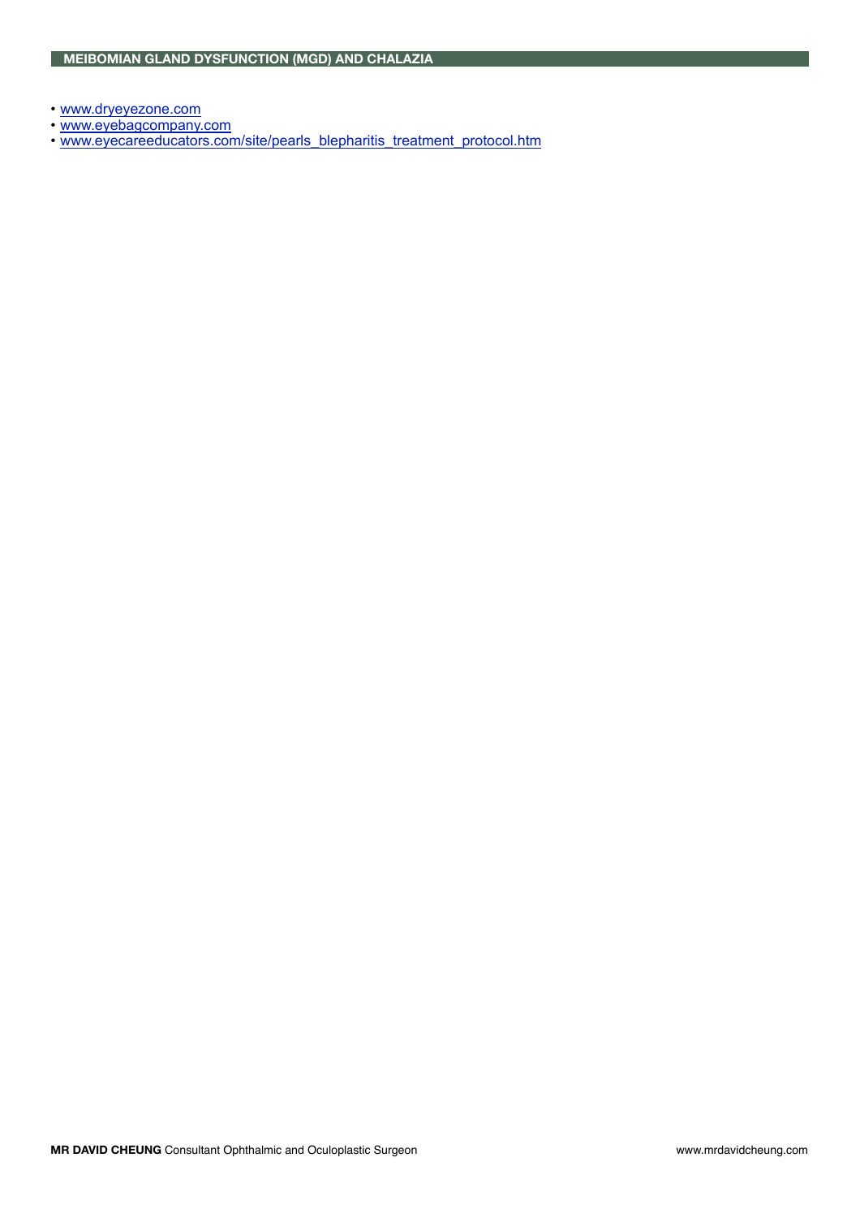- www.dryeyezone.com
- www.eyebagcompany.com
- www.eyecareeducators.com/site/pearls_blepharitis_treatment_protocol.htm